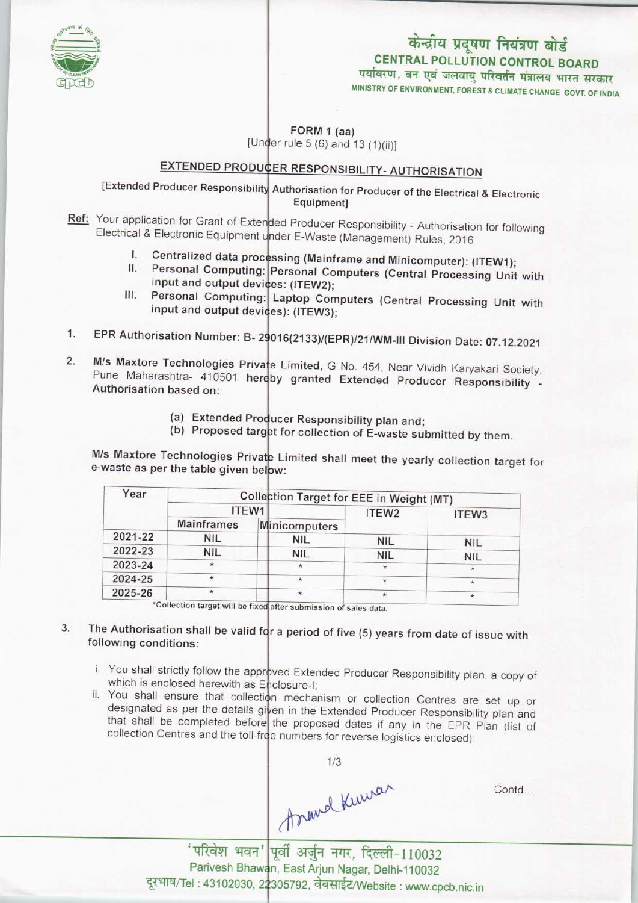केन्द्रीय प्रदूषण नियंत्रण बोर्ड
**CENTRAL POLLUTION CONTROL BOARD**
पर्यावरण, वन एवं जलवायु परिवर्तन मंत्रालय भारत सरकार
MINISTRY OF ENVIRONMENT, FOREST & CLIMATE CHANGE GOVT. OF INDIA

**FORM 1 (aa)**
[Under rule 5 (6) and 13 (1)(ii)]

## EXTENDED PRODUCER RESPONSIBILITY- AUTHORISATION

[Extended Producer Responsibility Authorisation for Producer of the Electrical & Electronic Equipment]

**Ref:** Your application for Grant of Extended Producer Responsibility - Authorisation for following Electrical & Electronic Equipment under E-Waste (Management) Rules, 2016

I. Centralized data processing (Mainframe and Minicomputer): (ITEW1);
II. Personal Computing: Personal Computers (Central Processing Unit with input and output devices: (ITEW2);
III. Personal Computing: Laptop Computers (Central Processing Unit with input and output devices): (ITEW3);

1. **EPR Authorisation Number: B- 29016(2133)/(EPR)/21/WM-III Division Date: 07.12.2021**

2. **M/s Maxtore Technologies Private Limited,** G No. 454, Near Vividh Karyakari Society, Pune Maharashtra- 410501 hereby granted **Extended Producer Responsibility - Authorisation based on:**

   (a) **Extended Producer Responsibility plan and;**
   (b) **Proposed target for collection of E-waste submitted by them.**

**M/s Maxtore Technologies Private Limited shall meet the yearly collection target for e-waste as per the table given below:**

| Year | Collection Target for EEE in Weight (MT) | | | |
|---|---|---|---|---|
| | ITEW1 | | ITEW2 | ITEW3 |
| | Mainframes | Minicomputers | | |
| 2021-22 | NIL | NIL | NIL | NIL |
| 2022-23 | NIL | NIL | NIL | NIL |
| 2023-24 | * | * | * | * |
| 2024-25 | * | * | * | * |
| 2025-26 | * | * | * | * |

*Collection target will be fixed after submission of sales data.

3. **The Authorisation shall be valid for a period of five (5) years from date of issue with following conditions:**

   i. You shall strictly follow the approved Extended Producer Responsibility plan, a copy of which is enclosed herewith as Enclosure-I;
   ii. You shall ensure that collection mechanism or collection Centres are set up or designated as per the details given in the Extended Producer Responsibility plan and that shall be completed before the proposed dates if any in the EPR Plan (list of collection Centres and the toll-free numbers for reverse logistics enclosed);

Anand Kumar

Contd...

'परिवेश भवन' पूर्वी अर्जुन नगर, दिल्ली-110032
Parivesh Bhawan, East Arjun Nagar, Delhi-110032
दूरभाष/Tel : 43102030, 22305792, वेबसाईट/Website : www.cpcb.nic.in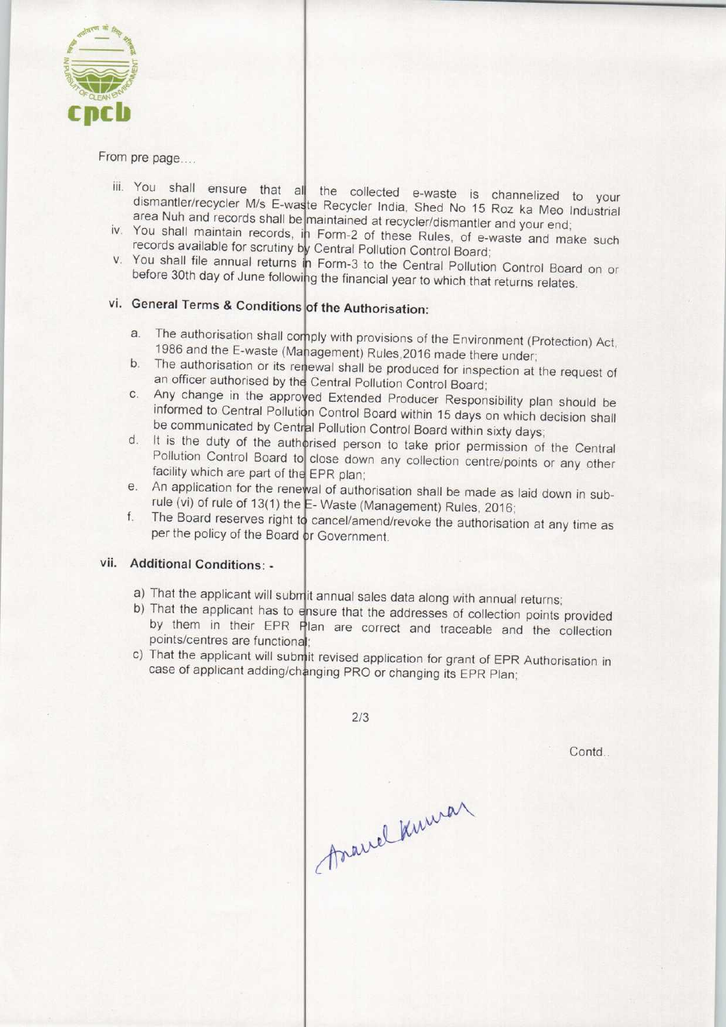From pre page....

iii. You shall ensure that all the collected e-waste is channelized to your dismantler/recycler M/s E-waste Recycler India, Shed No 15 Roz ka Meo Industrial area Nuh and records shall be maintained at recycler/dismantler and your end;
iv. You shall maintain records, in Form-2 of these Rules, of e-waste and make such records available for scrutiny by Central Pollution Control Board;
v. You shall file annual returns in Form-3 to the Central Pollution Control Board on or before 30th day of June following the financial year to which that returns relates.

## vi. General Terms & Conditions of the Authorisation:

a. The authorisation shall comply with provisions of the Environment (Protection) Act, 1986 and the E-waste (Management) Rules,2016 made there under;
b. The authorisation or its renewal shall be produced for inspection at the request of an officer authorised by the Central Pollution Control Board;
c. Any change in the approved Extended Producer Responsibility plan should be informed to Central Pollution Control Board within 15 days on which decision shall be communicated by Central Pollution Control Board within sixty days;
d. It is the duty of the authorised person to take prior permission of the Central Pollution Control Board to close down any collection centre/points or any other facility which are part of the EPR plan;
e. An application for the renewal of authorisation shall be made as laid down in sub-rule (vi) of rule of 13(1) the E- Waste (Management) Rules, 2016;
f. The Board reserves right to cancel/amend/revoke the authorisation at any time as per the policy of the Board or Government.

## vii. Additional Conditions: -

a) That the applicant will submit annual sales data along with annual returns;
b) That the applicant has to ensure that the addresses of collection points provided by them in their EPR Plan are correct and traceable and the collection points/centres are functional;
c) That the applicant will submit revised application for grant of EPR Authorisation in case of applicant adding/changing PRO or changing its EPR Plan;

Contd..

Anand Kumar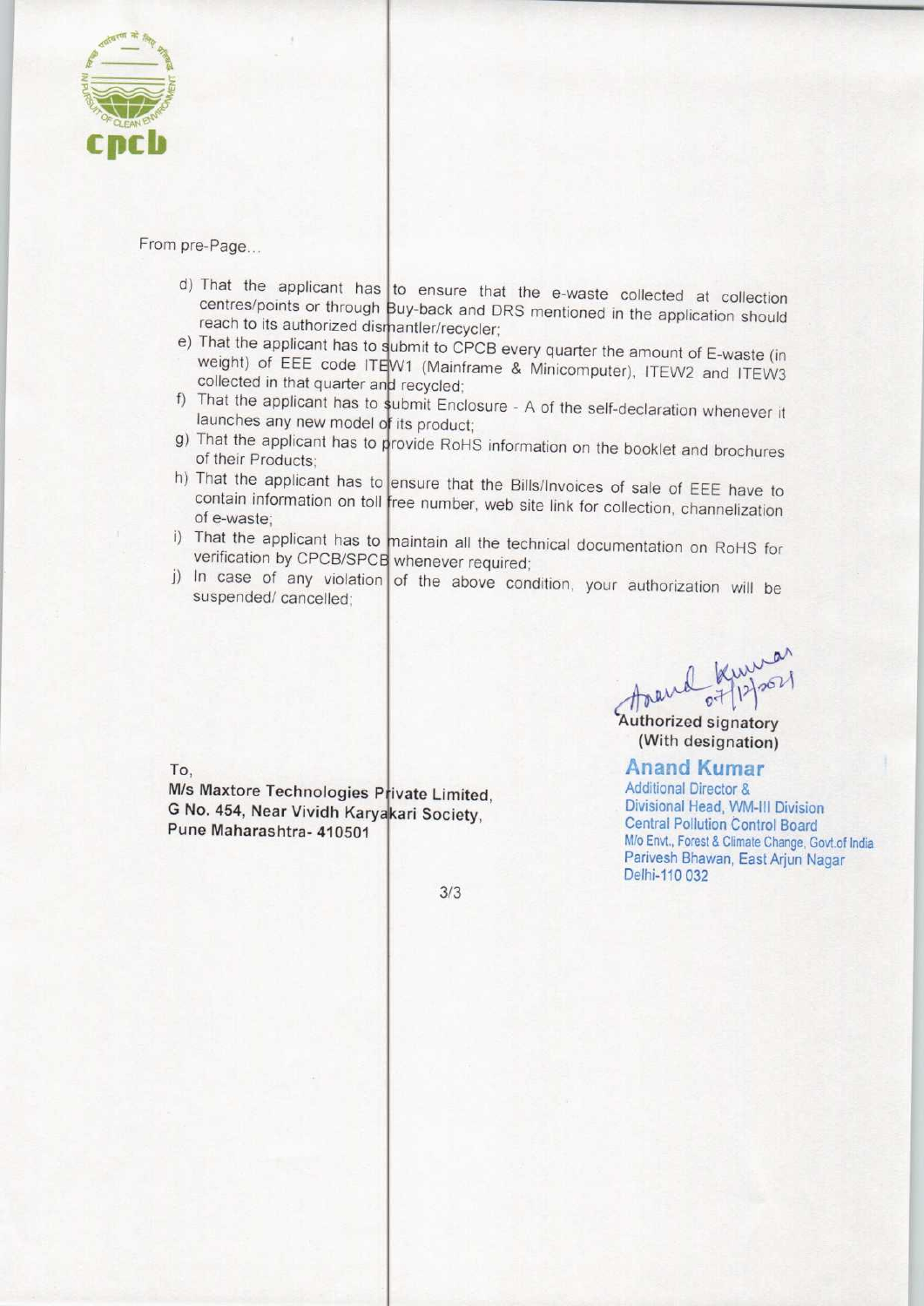From pre-Page...

d) That the applicant has to ensure that the e-waste collected at collection centres/points or through Buy-back and DRS mentioned in the application should reach to its authorized dismantler/recycler;
e) That the applicant has to submit to CPCB every quarter the amount of E-waste (in weight) of EEE code ITEW1 (Mainframe & Minicomputer), ITEW2 and ITEW3 collected in that quarter and recycled;
f) That the applicant has to submit Enclosure - A of the self-declaration whenever it launches any new model of its product;
g) That the applicant has to provide RoHS information on the booklet and brochures of their Products;
h) That the applicant has to ensure that the Bills/Invoices of sale of EEE have to contain information on toll free number, web site link for collection, channelization of e-waste;
i) That the applicant has to maintain all the technical documentation on RoHS for verification by CPCB/SPCB whenever required;
j) In case of any violation of the above condition, your authorization will be suspended/ cancelled;

Anand Kumar 07/12/2021

Authorized signatory
(With designation)

**Anand Kumar**
Additional Director &
Divisional Head, WM-III Division
Central Pollution Control Board
M/o Envt., Forest & Climate Change, Govt.of India
Parivesh Bhawan, East Arjun Nagar
Delhi-110 032

To,
**M/s Maxtore Technologies Private Limited,**
**G No. 454, Near Vividh Karyakari Society,**
**Pune Maharashtra- 410501**